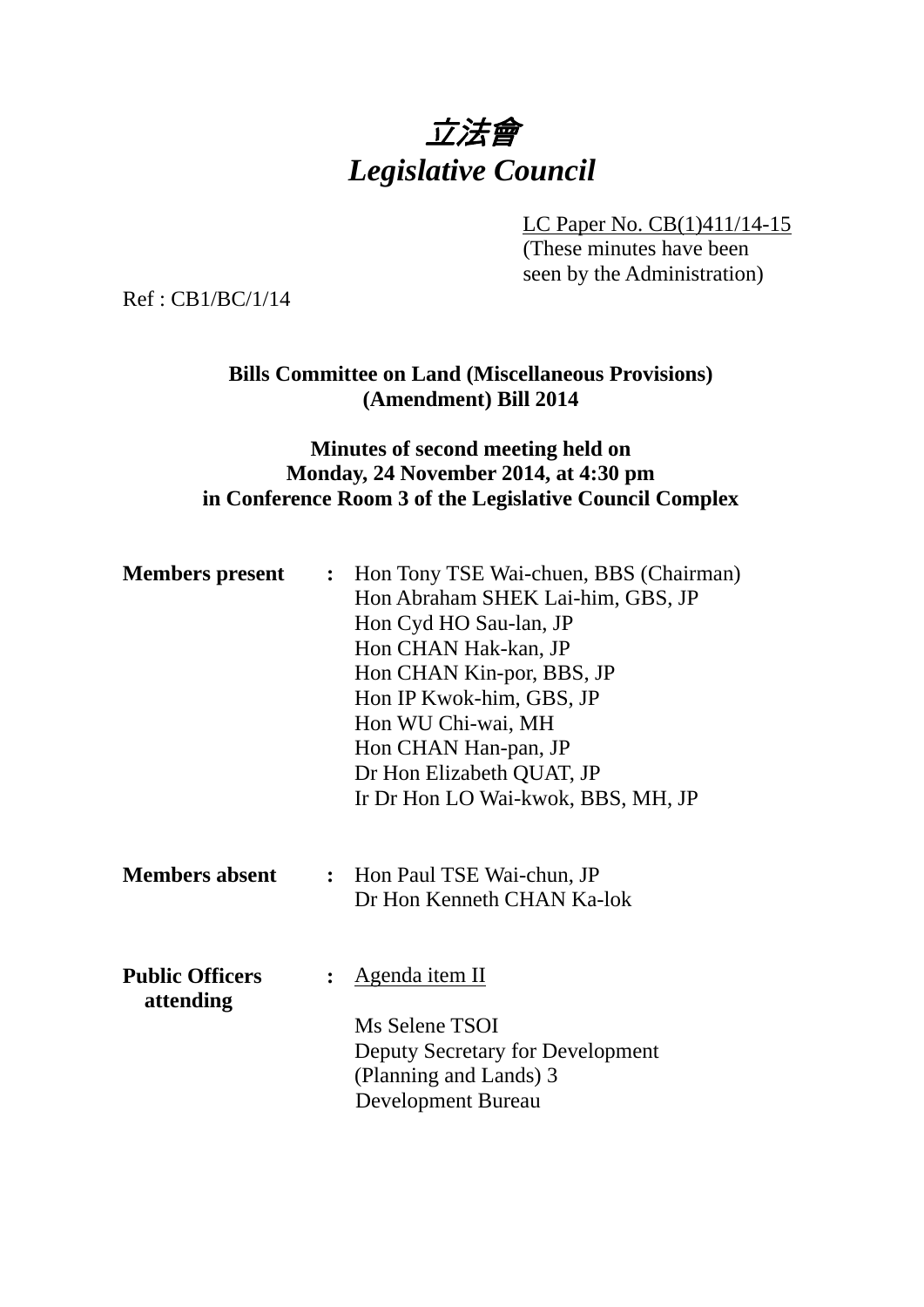# *立法會*
# *Legislative Council*

LC Paper No. CB(1)411/14-15
(These minutes have been seen by the Administration)

Ref : CB1/BC/1/14

**Bills Committee on Land (Miscellaneous Provisions) (Amendment) Bill 2014**

**Minutes of second meeting held on Monday, 24 November 2014, at 4:30 pm in Conference Room 3 of the Legislative Council Complex**

| | | |
|---|---|---|
| **Members present** | **:** | Hon Tony TSE Wai-chuen, BBS (Chairman)<br>Hon Abraham SHEK Lai-him, GBS, JP<br>Hon Cyd HO Sau-lan, JP<br>Hon CHAN Hak-kan, JP<br>Hon CHAN Kin-por, BBS, JP<br>Hon IP Kwok-him, GBS, JP<br>Hon WU Chi-wai, MH<br>Hon CHAN Han-pan, JP<br>Dr Hon Elizabeth QUAT, JP<br>Ir Dr Hon LO Wai-kwok, BBS, MH, JP |
| **Members absent** | **:** | Hon Paul TSE Wai-chun, JP<br>Dr Hon Kenneth CHAN Ka-lok |
| **Public Officers attending** | **:** | Agenda item II<br><br>Ms Selene TSOI<br>Deputy Secretary for Development (Planning and Lands) 3<br>Development Bureau |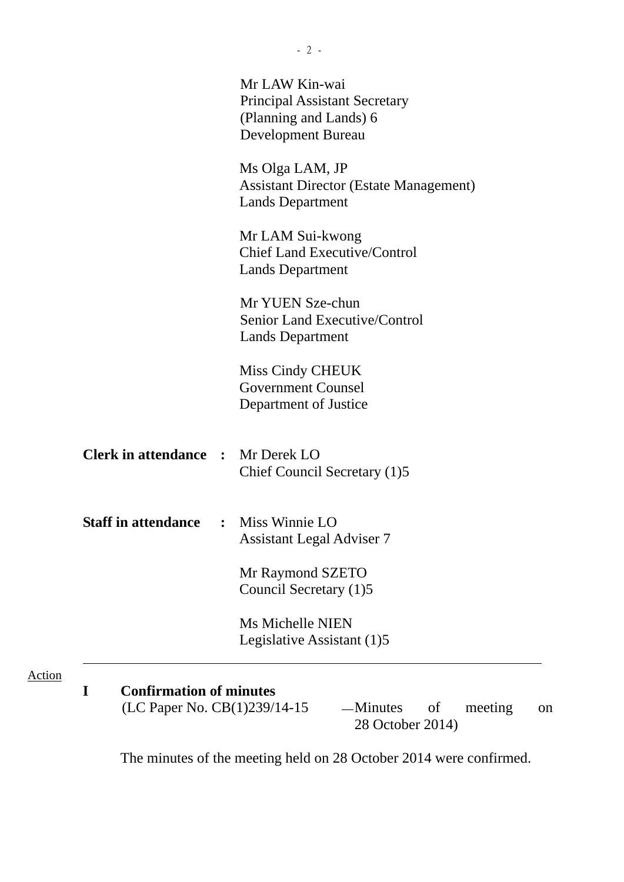Mr LAW Kin-wai
Principal Assistant Secretary
(Planning and Lands) 6
Development Bureau

Ms Olga LAM, JP
Assistant Director (Estate Management)
Lands Department

Mr LAM Sui-kwong
Chief Land Executive/Control
Lands Department

Mr YUEN Sze-chun
Senior Land Executive/Control
Lands Department

Miss Cindy CHEUK
Government Counsel
Department of Justice

**Clerk in attendance :** Mr Derek LO
Chief Council Secretary (1)5

**Staff in attendance :** Miss Winnie LO
Assistant Legal Adviser 7

Mr Raymond SZETO
Council Secretary (1)5

Ms Michelle NIEN
Legislative Assistant (1)5

---

Action

**I Confirmation of minutes**
(LC Paper No. CB(1)239/14-15 — Minutes of meeting on 28 October 2014)

The minutes of the meeting held on 28 October 2014 were confirmed.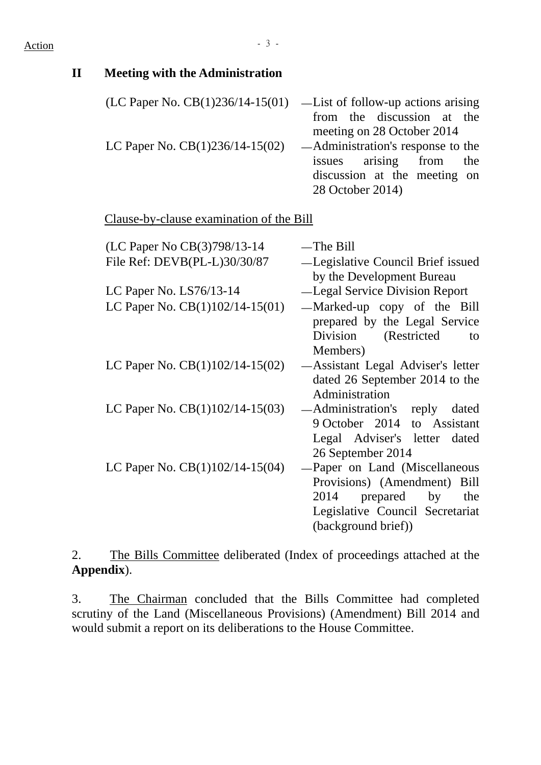## II Meeting with the Administration

| | |
|---|---|
| (LC Paper No. CB(1)236/14-15(01) | — List of follow-up actions arising from the discussion at the meeting on 28 October 2014 |
| LC Paper No. CB(1)236/14-15(02) | — Administration's response to the issues arising from the discussion at the meeting on 28 October 2014) |

Clause-by-clause examination of the Bill

| | |
|---|---|
| (LC Paper No CB(3)798/13-14 | — The Bill |
| File Ref: DEVB(PL-L)30/30/87 | — Legislative Council Brief issued by the Development Bureau |
| LC Paper No. LS76/13-14 | — Legal Service Division Report |
| LC Paper No. CB(1)102/14-15(01) | — Marked-up copy of the Bill prepared by the Legal Service Division (Restricted to Members) |
| LC Paper No. CB(1)102/14-15(02) | — Assistant Legal Adviser's letter dated 26 September 2014 to the Administration |
| LC Paper No. CB(1)102/14-15(03) | — Administration's reply dated 9 October 2014 to Assistant Legal Adviser's letter dated 26 September 2014 |
| LC Paper No. CB(1)102/14-15(04) | — Paper on Land (Miscellaneous Provisions) (Amendment) Bill 2014 prepared by the Legislative Council Secretariat (background brief)) |

2. The Bills Committee deliberated (Index of proceedings attached at the **Appendix**).

3. The Chairman concluded that the Bills Committee had completed scrutiny of the Land (Miscellaneous Provisions) (Amendment) Bill 2014 and would submit a report on its deliberations to the House Committee.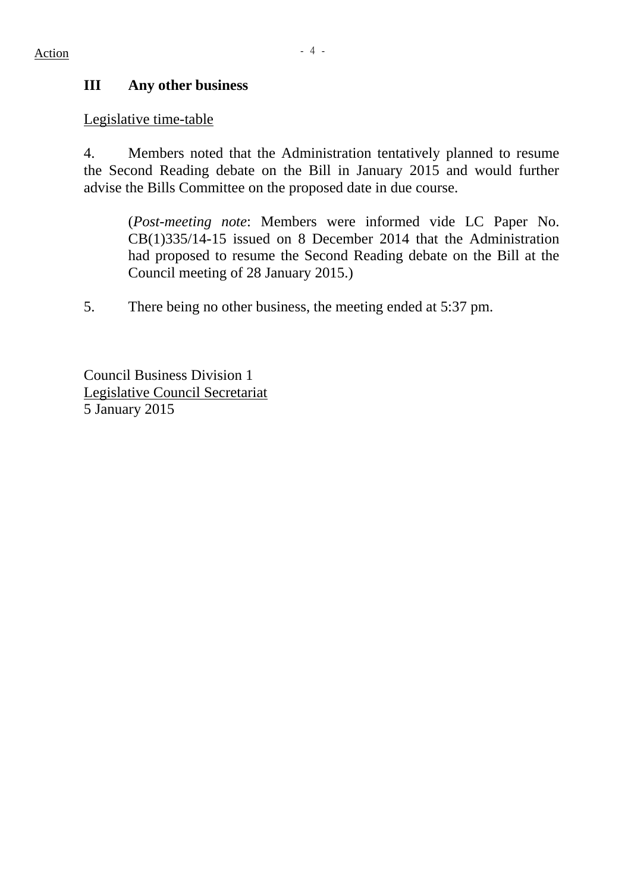Action

## III Any other business

Legislative time-table

4. Members noted that the Administration tentatively planned to resume the Second Reading debate on the Bill in January 2015 and would further advise the Bills Committee on the proposed date in due course.

> (*Post-meeting note*: Members were informed vide LC Paper No. CB(1)335/14-15 issued on 8 December 2014 that the Administration had proposed to resume the Second Reading debate on the Bill at the Council meeting of 28 January 2015.)

5. There being no other business, the meeting ended at 5:37 pm.

Council Business Division 1
Legislative Council Secretariat
5 January 2015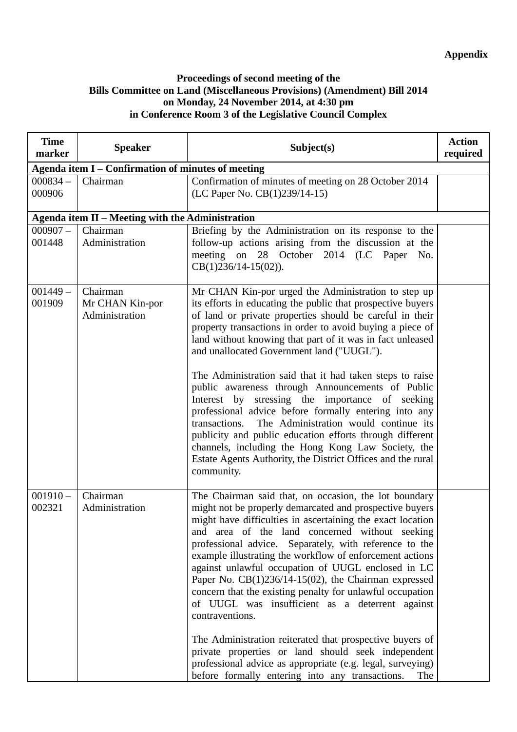**Appendix**

**Proceedings of second meeting of the Bills Committee on Land (Miscellaneous Provisions) (Amendment) Bill 2014 on Monday, 24 November 2014, at 4:30 pm in Conference Room 3 of the Legislative Council Complex**

| Time marker | Speaker | Subject(s) | Action required |
|---|---|---|---|
| **Agenda item I – Confirmation of minutes of meeting** | | | |
| 000834 – 000906 | Chairman | Confirmation of minutes of meeting on 28 October 2014 (LC Paper No. CB(1)239/14-15) | |
| **Agenda item II – Meeting with the Administration** | | | |
| 000907 – 001448 | Chairman<br>Administration | Briefing by the Administration on its response to the follow-up actions arising from the discussion at the meeting on 28 October 2014 (LC Paper No. CB(1)236/14-15(02)). | |
| 001449 – 001909 | Chairman<br>Mr CHAN Kin-por<br>Administration | Mr CHAN Kin-por urged the Administration to step up its efforts in educating the public that prospective buyers of land or private properties should be careful in their property transactions in order to avoid buying a piece of land without knowing that part of it was in fact unleased and unallocated Government land ("UUGL").<br><br>The Administration said that it had taken steps to raise public awareness through Announcements of Public Interest by stressing the importance of seeking professional advice before formally entering into any transactions. The Administration would continue its publicity and public education efforts through different channels, including the Hong Kong Law Society, the Estate Agents Authority, the District Offices and the rural community. | |
| 001910 – 002321 | Chairman<br>Administration | The Chairman said that, on occasion, the lot boundary might not be properly demarcated and prospective buyers might have difficulties in ascertaining the exact location and area of the land concerned without seeking professional advice. Separately, with reference to the example illustrating the workflow of enforcement actions against unlawful occupation of UUGL enclosed in LC Paper No. CB(1)236/14-15(02), the Chairman expressed concern that the existing penalty for unlawful occupation of UUGL was insufficient as a deterrent against contraventions.<br><br>The Administration reiterated that prospective buyers of private properties or land should seek independent professional advice as appropriate (e.g. legal, surveying) before formally entering into any transactions. The | |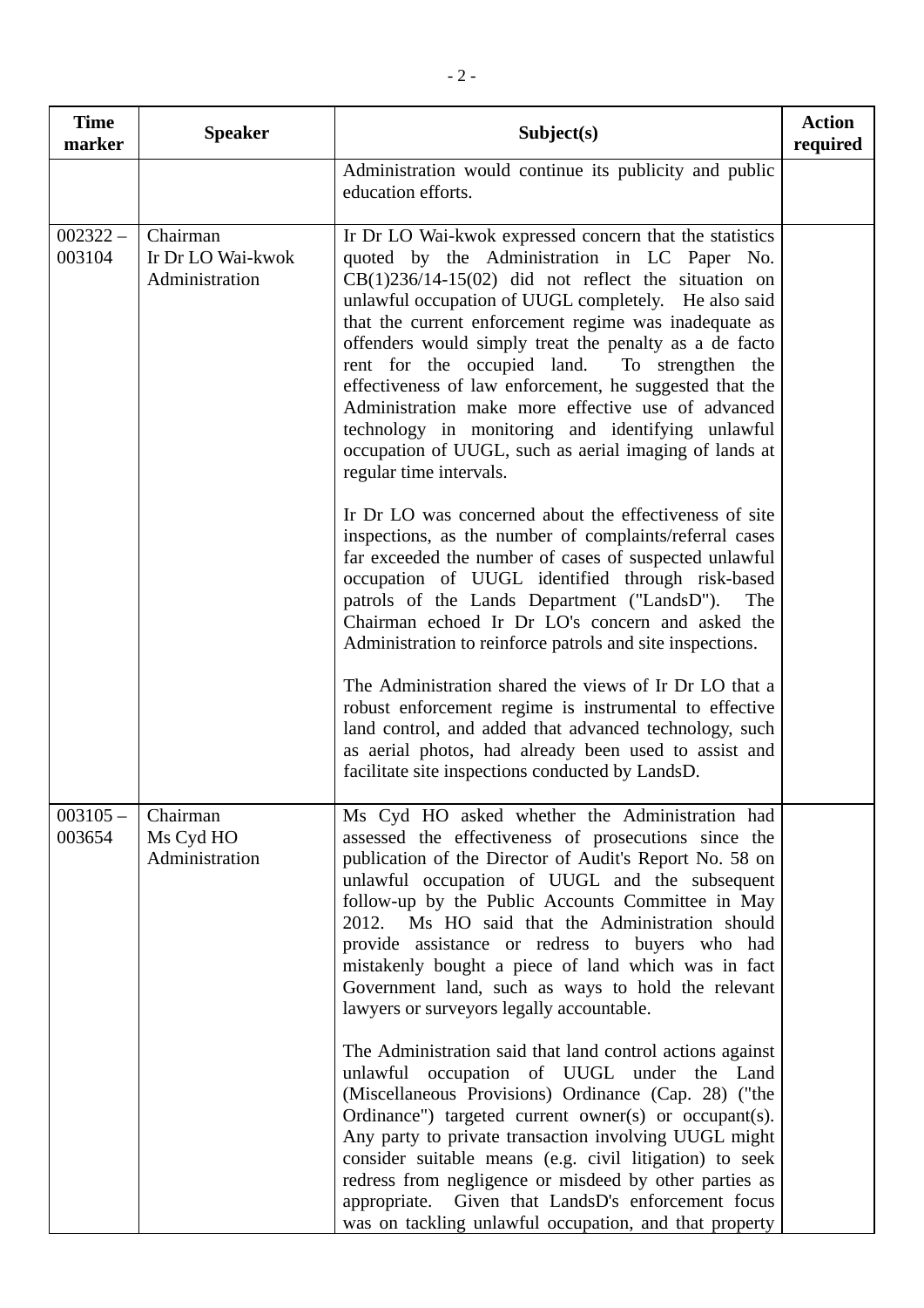| Time marker | Speaker | Subject(s) | Action required |
|---|---|---|---|
| | | Administration would continue its publicity and public education efforts. | |
| 002322 – 003104 | Chairman<br>Ir Dr LO Wai-kwok<br>Administration | Ir Dr LO Wai-kwok expressed concern that the statistics quoted by the Administration in LC Paper No. CB(1)236/14-15(02) did not reflect the situation on unlawful occupation of UUGL completely. He also said that the current enforcement regime was inadequate as offenders would simply treat the penalty as a de facto rent for the occupied land. To strengthen the effectiveness of law enforcement, he suggested that the Administration make more effective use of advanced technology in monitoring and identifying unlawful occupation of UUGL, such as aerial imaging of lands at regular time intervals.<br><br>Ir Dr LO was concerned about the effectiveness of site inspections, as the number of complaints/referral cases far exceeded the number of cases of suspected unlawful occupation of UUGL identified through risk-based patrols of the Lands Department ("LandsD"). The Chairman echoed Ir Dr LO's concern and asked the Administration to reinforce patrols and site inspections.<br><br>The Administration shared the views of Ir Dr LO that a robust enforcement regime is instrumental to effective land control, and added that advanced technology, such as aerial photos, had already been used to assist and facilitate site inspections conducted by LandsD. | |
| 003105 – 003654 | Chairman<br>Ms Cyd HO<br>Administration | Ms Cyd HO asked whether the Administration had assessed the effectiveness of prosecutions since the publication of the Director of Audit's Report No. 58 on unlawful occupation of UUGL and the subsequent follow-up by the Public Accounts Committee in May 2012. Ms HO said that the Administration should provide assistance or redress to buyers who had mistakenly bought a piece of land which was in fact Government land, such as ways to hold the relevant lawyers or surveyors legally accountable.<br><br>The Administration said that land control actions against unlawful occupation of UUGL under the Land (Miscellaneous Provisions) Ordinance (Cap. 28) ("the Ordinance") targeted current owner(s) or occupant(s). Any party to private transaction involving UUGL might consider suitable means (e.g. civil litigation) to seek redress from negligence or misdeed by other parties as appropriate. Given that LandsD's enforcement focus was on tackling unlawful occupation, and that property | |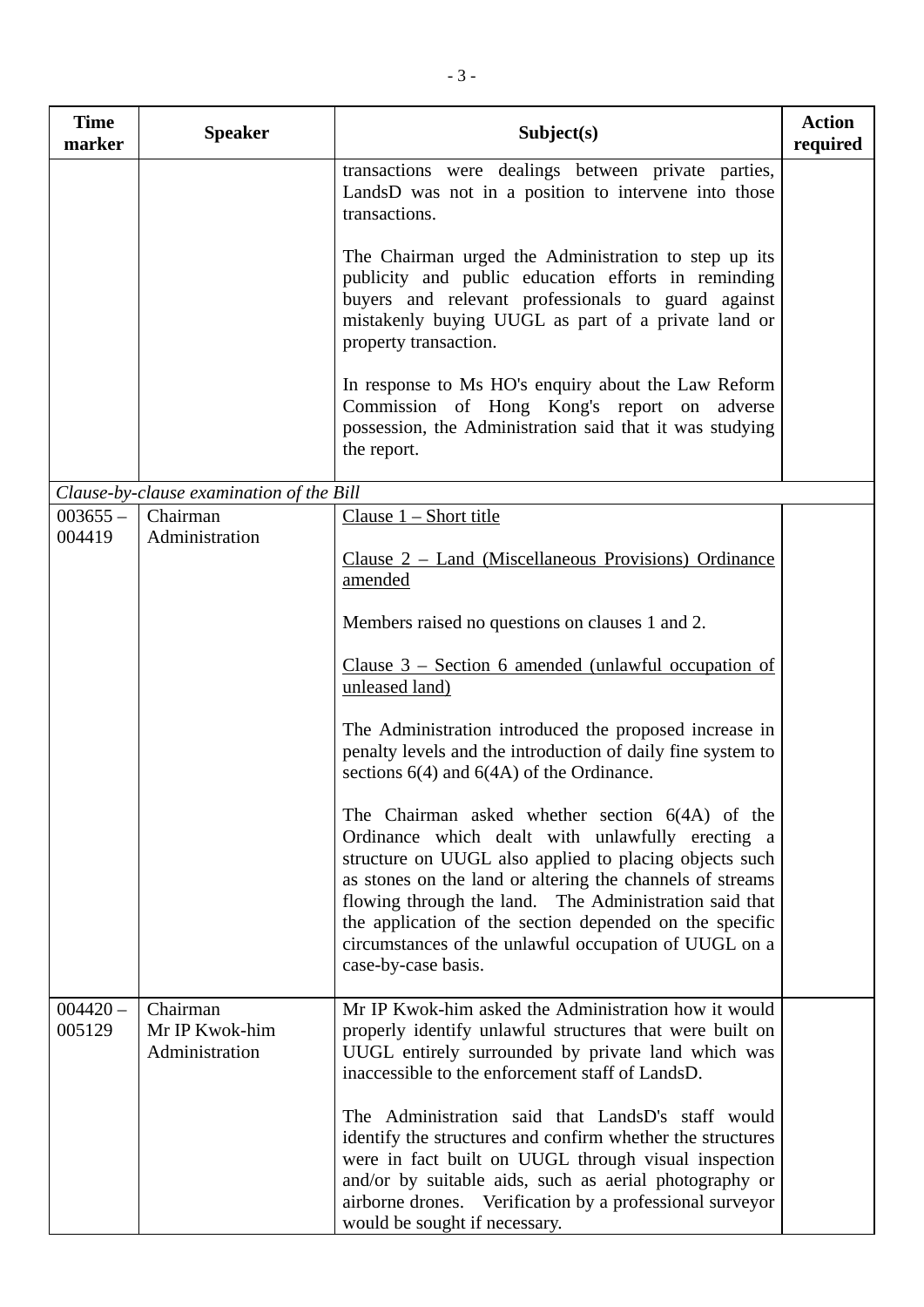| Time marker | Speaker | Subject(s) | Action required |
|---|---|---|---|
| | | transactions were dealings between private parties, LandsD was not in a position to intervene into those transactions.<br><br>The Chairman urged the Administration to step up its publicity and public education efforts in reminding buyers and relevant professionals to guard against mistakenly buying UUGL as part of a private land or property transaction.<br><br>In response to Ms HO's enquiry about the Law Reform Commission of Hong Kong's report on adverse possession, the Administration said that it was studying the report. | |
| *Clause-by-clause examination of the Bill* | | | |
| 003655 – 004419 | Chairman<br>Administration | <u>Clause 1 – Short title</u><br><br><u>Clause 2 – Land (Miscellaneous Provisions) Ordinance amended</u><br><br>Members raised no questions on clauses 1 and 2.<br><br><u>Clause 3 – Section 6 amended (unlawful occupation of unleased land)</u><br><br>The Administration introduced the proposed increase in penalty levels and the introduction of daily fine system to sections 6(4) and 6(4A) of the Ordinance.<br><br>The Chairman asked whether section 6(4A) of the Ordinance which dealt with unlawfully erecting a structure on UUGL also applied to placing objects such as stones on the land or altering the channels of streams flowing through the land. The Administration said that the application of the section depended on the specific circumstances of the unlawful occupation of UUGL on a case-by-case basis. | |
| 004420 – 005129 | Chairman<br>Mr IP Kwok-him<br>Administration | Mr IP Kwok-him asked the Administration how it would properly identify unlawful structures that were built on UUGL entirely surrounded by private land which was inaccessible to the enforcement staff of LandsD.<br><br>The Administration said that LandsD's staff would identify the structures and confirm whether the structures were in fact built on UUGL through visual inspection and/or by suitable aids, such as aerial photography or airborne drones. Verification by a professional surveyor would be sought if necessary. | |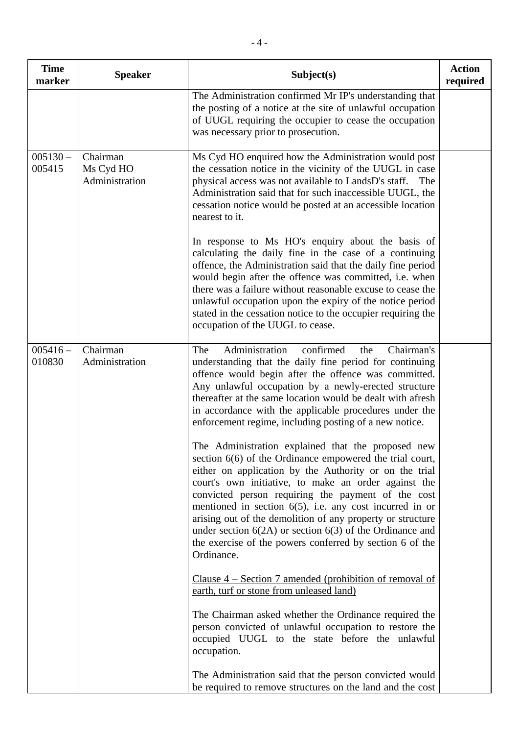| Time marker | Speaker | Subject(s) | Action required |
|---|---|---|---|
| | | The Administration confirmed Mr IP's understanding that the posting of a notice at the site of unlawful occupation of UUGL requiring the occupier to cease the occupation was necessary prior to prosecution. | |
| 005130 – 005415 | Chairman<br>Ms Cyd HO<br>Administration | Ms Cyd HO enquired how the Administration would post the cessation notice in the vicinity of the UUGL in case physical access was not available to LandsD's staff. The Administration said that for such inaccessible UUGL, the cessation notice would be posted at an accessible location nearest to it.<br><br>In response to Ms HO's enquiry about the basis of calculating the daily fine in the case of a continuing offence, the Administration said that the daily fine period would begin after the offence was committed, i.e. when there was a failure without reasonable excuse to cease the unlawful occupation upon the expiry of the notice period stated in the cessation notice to the occupier requiring the occupation of the UUGL to cease. | |
| 005416 – 010830 | Chairman<br>Administration | The Administration confirmed the Chairman's understanding that the daily fine period for continuing offence would begin after the offence was committed. Any unlawful occupation by a newly-erected structure thereafter at the same location would be dealt with afresh in accordance with the applicable procedures under the enforcement regime, including posting of a new notice.<br><br>The Administration explained that the proposed new section 6(6) of the Ordinance empowered the trial court, either on application by the Authority or on the trial court's own initiative, to make an order against the convicted person requiring the payment of the cost mentioned in section 6(5), i.e. any cost incurred in or arising out of the demolition of any property or structure under section 6(2A) or section 6(3) of the Ordinance and the exercise of the powers conferred by section 6 of the Ordinance.<br><br><u>Clause 4 – Section 7 amended (prohibition of removal of earth, turf or stone from unleased land)</u><br><br>The Chairman asked whether the Ordinance required the person convicted of unlawful occupation to restore the occupied UUGL to the state before the unlawful occupation.<br><br>The Administration said that the person convicted would be required to remove structures on the land and the cost | |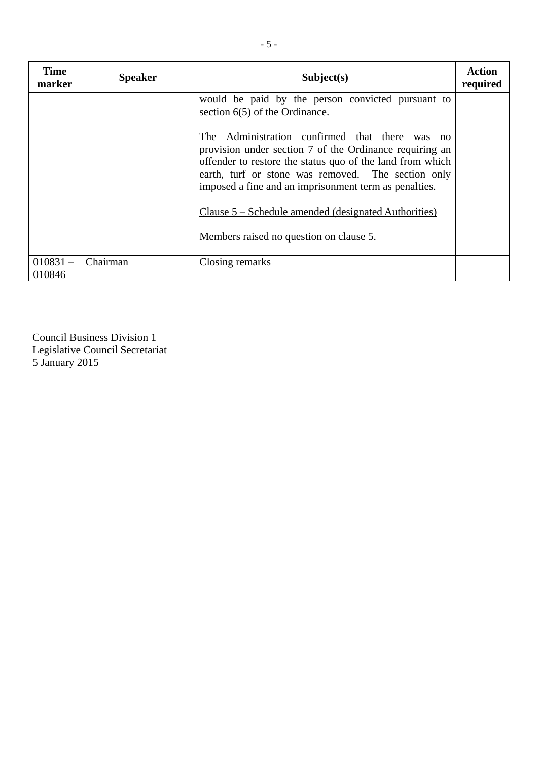| Time marker | Speaker | Subject(s) | Action required |
|---|---|---|---|
| | | would be paid by the person convicted pursuant to section 6(5) of the Ordinance.<br><br>The Administration confirmed that there was no provision under section 7 of the Ordinance requiring an offender to restore the status quo of the land from which earth, turf or stone was removed. The section only imposed a fine and an imprisonment term as penalties.<br><br><u>Clause 5 – Schedule amended (designated Authorities)</u><br><br>Members raised no question on clause 5. | |
| 010831 – 010846 | Chairman | Closing remarks | |

Council Business Division 1
<u>Legislative Council Secretariat</u>
5 January 2015